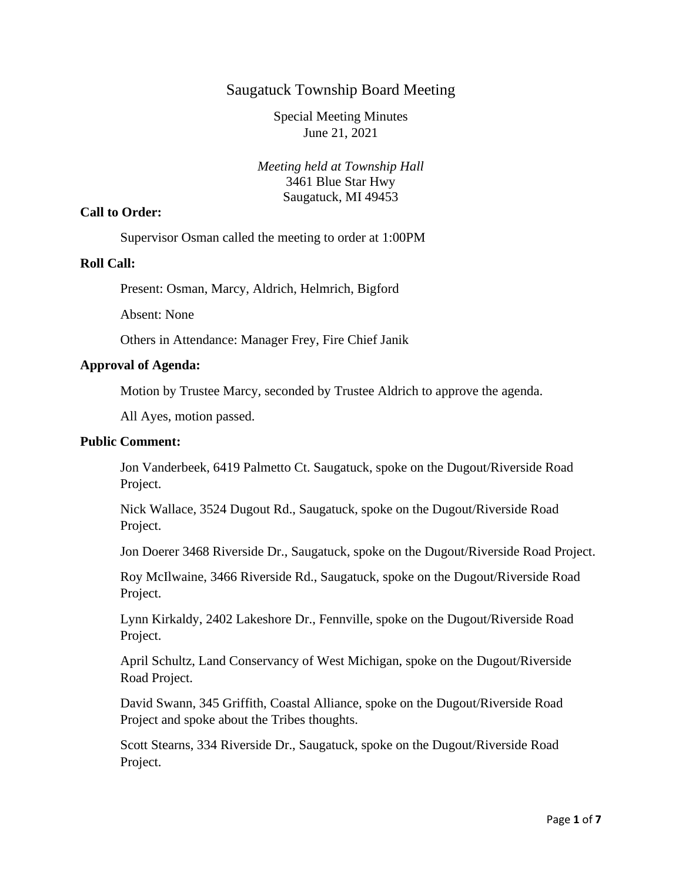# Saugatuck Township Board Meeting

Special Meeting Minutes
June 21, 2021

*Meeting held at Township Hall*
3461 Blue Star Hwy
Saugatuck, MI 49453

**Call to Order:**

Supervisor Osman called the meeting to order at 1:00PM

**Roll Call:**

Present: Osman, Marcy, Aldrich, Helmrich, Bigford

Absent: None

Others in Attendance: Manager Frey, Fire Chief Janik

**Approval of Agenda:**

Motion by Trustee Marcy, seconded by Trustee Aldrich to approve the agenda.

All Ayes, motion passed.

**Public Comment:**

Jon Vanderbeek, 6419 Palmetto Ct. Saugatuck, spoke on the Dugout/Riverside Road Project.

Nick Wallace, 3524 Dugout Rd., Saugatuck, spoke on the Dugout/Riverside Road Project.

Jon Doerer 3468 Riverside Dr., Saugatuck, spoke on the Dugout/Riverside Road Project.

Roy McIlwaine, 3466 Riverside Rd., Saugatuck, spoke on the Dugout/Riverside Road Project.

Lynn Kirkaldy, 2402 Lakeshore Dr., Fennville, spoke on the Dugout/Riverside Road Project.

April Schultz, Land Conservancy of West Michigan, spoke on the Dugout/Riverside Road Project.

David Swann, 345 Griffith, Coastal Alliance, spoke on the Dugout/Riverside Road Project and spoke about the Tribes thoughts.

Scott Stearns, 334 Riverside Dr., Saugatuck, spoke on the Dugout/Riverside Road Project.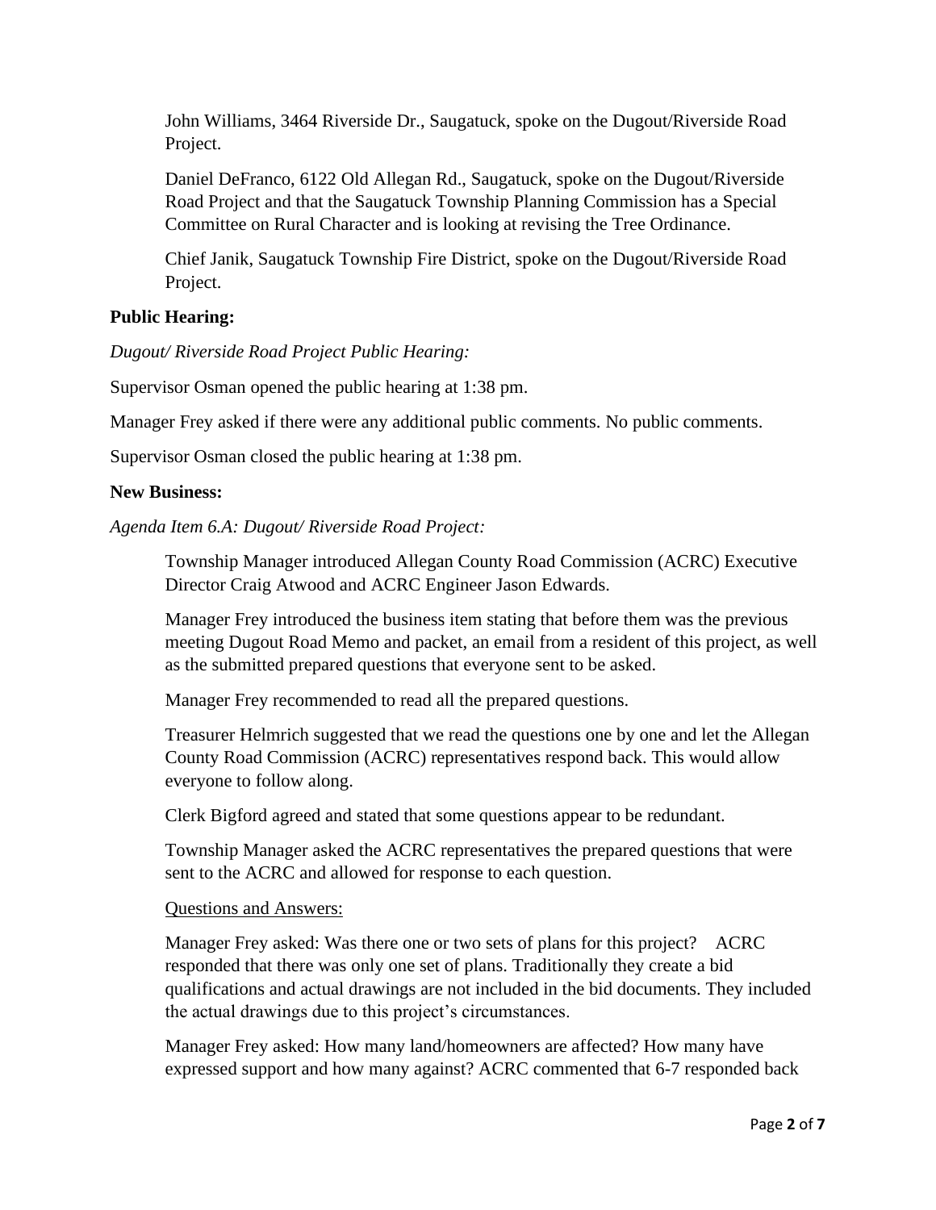John Williams, 3464 Riverside Dr., Saugatuck, spoke on the Dugout/Riverside Road Project.

Daniel DeFranco, 6122 Old Allegan Rd., Saugatuck, spoke on the Dugout/Riverside Road Project and that the Saugatuck Township Planning Commission has a Special Committee on Rural Character and is looking at revising the Tree Ordinance.

Chief Janik, Saugatuck Township Fire District, spoke on the Dugout/Riverside Road Project.

**Public Hearing:**

*Dugout/ Riverside Road Project Public Hearing:*

Supervisor Osman opened the public hearing at 1:38 pm.

Manager Frey asked if there were any additional public comments. No public comments.

Supervisor Osman closed the public hearing at 1:38 pm.

**New Business:**

*Agenda Item 6.A: Dugout/ Riverside Road Project:*

Township Manager introduced Allegan County Road Commission (ACRC) Executive Director Craig Atwood and ACRC Engineer Jason Edwards.

Manager Frey introduced the business item stating that before them was the previous meeting Dugout Road Memo and packet, an email from a resident of this project, as well as the submitted prepared questions that everyone sent to be asked.

Manager Frey recommended to read all the prepared questions.

Treasurer Helmrich suggested that we read the questions one by one and let the Allegan County Road Commission (ACRC) representatives respond back. This would allow everyone to follow along.

Clerk Bigford agreed and stated that some questions appear to be redundant.

Township Manager asked the ACRC representatives the prepared questions that were sent to the ACRC and allowed for response to each question.

Questions and Answers:

Manager Frey asked: Was there one or two sets of plans for this project? ACRC responded that there was only one set of plans. Traditionally they create a bid qualifications and actual drawings are not included in the bid documents. They included the actual drawings due to this project's circumstances.

Manager Frey asked: How many land/homeowners are affected? How many have expressed support and how many against? ACRC commented that 6-7 responded back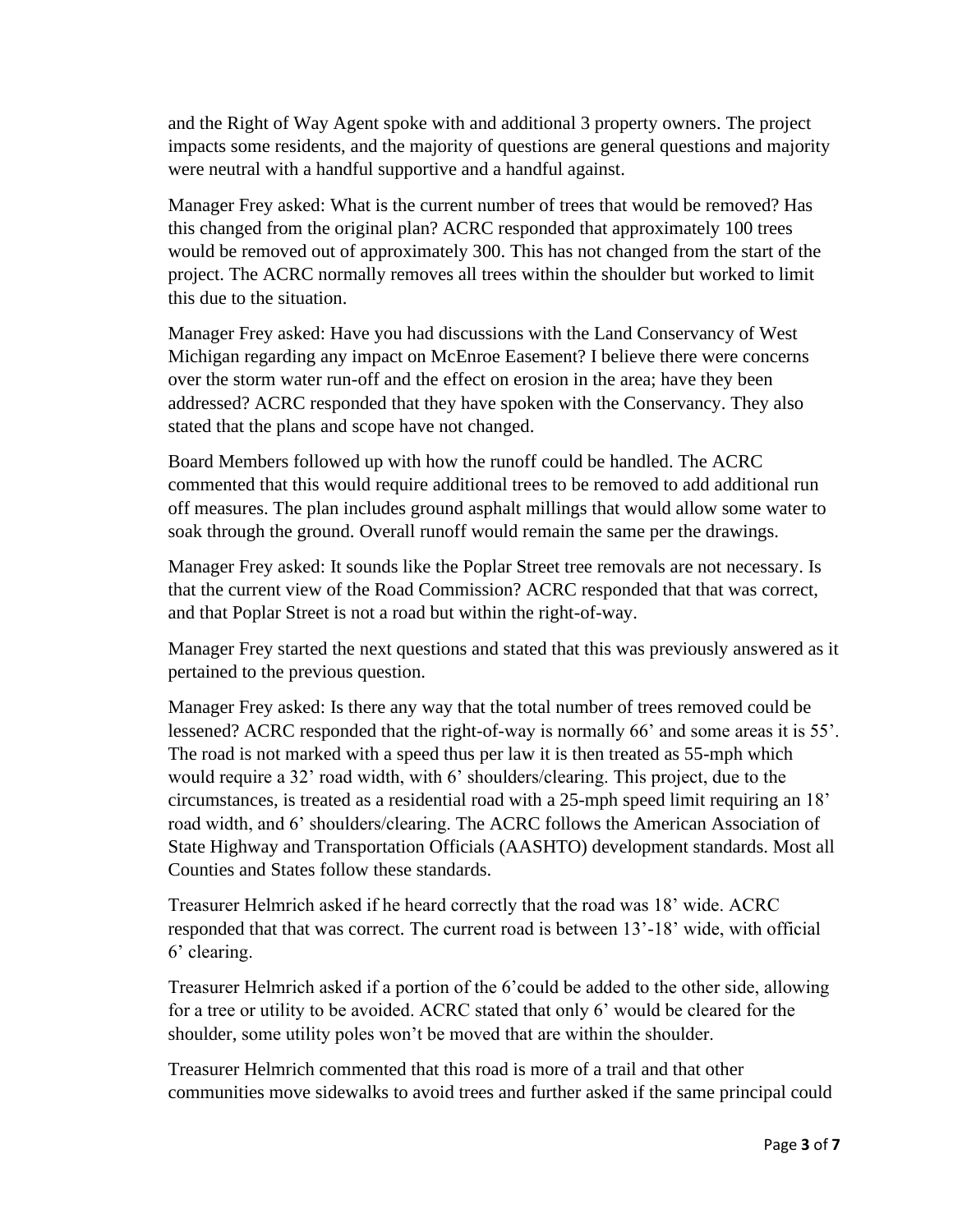and the Right of Way Agent spoke with and additional 3 property owners. The project impacts some residents, and the majority of questions are general questions and majority were neutral with a handful supportive and a handful against.

Manager Frey asked: What is the current number of trees that would be removed? Has this changed from the original plan? ACRC responded that approximately 100 trees would be removed out of approximately 300. This has not changed from the start of the project. The ACRC normally removes all trees within the shoulder but worked to limit this due to the situation.

Manager Frey asked: Have you had discussions with the Land Conservancy of West Michigan regarding any impact on McEnroe Easement? I believe there were concerns over the storm water run-off and the effect on erosion in the area; have they been addressed? ACRC responded that they have spoken with the Conservancy. They also stated that the plans and scope have not changed.

Board Members followed up with how the runoff could be handled. The ACRC commented that this would require additional trees to be removed to add additional run off measures. The plan includes ground asphalt millings that would allow some water to soak through the ground. Overall runoff would remain the same per the drawings.

Manager Frey asked: It sounds like the Poplar Street tree removals are not necessary. Is that the current view of the Road Commission? ACRC responded that that was correct, and that Poplar Street is not a road but within the right-of-way.

Manager Frey started the next questions and stated that this was previously answered as it pertained to the previous question.

Manager Frey asked: Is there any way that the total number of trees removed could be lessened? ACRC responded that the right-of-way is normally 66' and some areas it is 55'. The road is not marked with a speed thus per law it is then treated as 55-mph which would require a 32' road width, with 6' shoulders/clearing. This project, due to the circumstances, is treated as a residential road with a 25-mph speed limit requiring an 18' road width, and 6' shoulders/clearing. The ACRC follows the American Association of State Highway and Transportation Officials (AASHTO) development standards. Most all Counties and States follow these standards.

Treasurer Helmrich asked if he heard correctly that the road was 18' wide. ACRC responded that that was correct. The current road is between 13'-18' wide, with official 6' clearing.

Treasurer Helmrich asked if a portion of the 6'could be added to the other side, allowing for a tree or utility to be avoided. ACRC stated that only 6' would be cleared for the shoulder, some utility poles won't be moved that are within the shoulder.

Treasurer Helmrich commented that this road is more of a trail and that other communities move sidewalks to avoid trees and further asked if the same principal could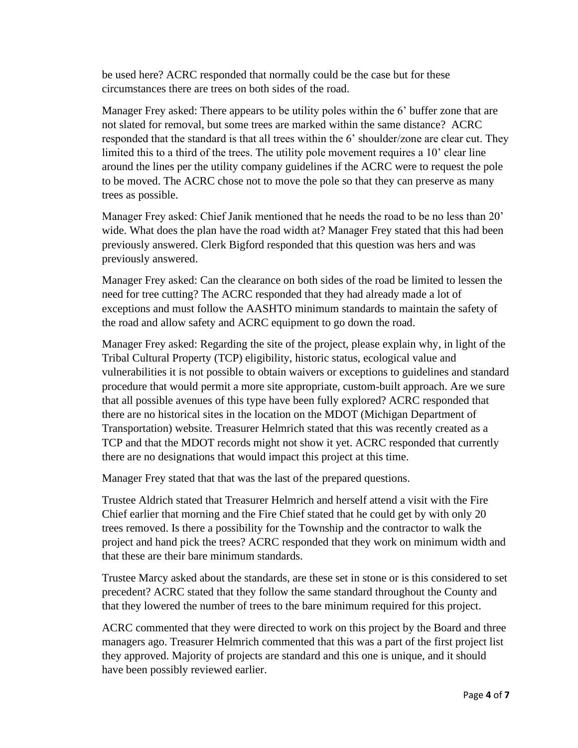be used here? ACRC responded that normally could be the case but for these circumstances there are trees on both sides of the road.

Manager Frey asked: There appears to be utility poles within the 6' buffer zone that are not slated for removal, but some trees are marked within the same distance? ACRC responded that the standard is that all trees within the 6' shoulder/zone are clear cut. They limited this to a third of the trees. The utility pole movement requires a 10' clear line around the lines per the utility company guidelines if the ACRC were to request the pole to be moved. The ACRC chose not to move the pole so that they can preserve as many trees as possible.

Manager Frey asked: Chief Janik mentioned that he needs the road to be no less than 20' wide. What does the plan have the road width at? Manager Frey stated that this had been previously answered. Clerk Bigford responded that this question was hers and was previously answered.

Manager Frey asked: Can the clearance on both sides of the road be limited to lessen the need for tree cutting? The ACRC responded that they had already made a lot of exceptions and must follow the AASHTO minimum standards to maintain the safety of the road and allow safety and ACRC equipment to go down the road.

Manager Frey asked: Regarding the site of the project, please explain why, in light of the Tribal Cultural Property (TCP) eligibility, historic status, ecological value and vulnerabilities it is not possible to obtain waivers or exceptions to guidelines and standard procedure that would permit a more site appropriate, custom-built approach. Are we sure that all possible avenues of this type have been fully explored? ACRC responded that there are no historical sites in the location on the MDOT (Michigan Department of Transportation) website. Treasurer Helmrich stated that this was recently created as a TCP and that the MDOT records might not show it yet. ACRC responded that currently there are no designations that would impact this project at this time.

Manager Frey stated that that was the last of the prepared questions.

Trustee Aldrich stated that Treasurer Helmrich and herself attend a visit with the Fire Chief earlier that morning and the Fire Chief stated that he could get by with only 20 trees removed. Is there a possibility for the Township and the contractor to walk the project and hand pick the trees? ACRC responded that they work on minimum width and that these are their bare minimum standards.

Trustee Marcy asked about the standards, are these set in stone or is this considered to set precedent? ACRC stated that they follow the same standard throughout the County and that they lowered the number of trees to the bare minimum required for this project.

ACRC commented that they were directed to work on this project by the Board and three managers ago. Treasurer Helmrich commented that this was a part of the first project list they approved. Majority of projects are standard and this one is unique, and it should have been possibly reviewed earlier.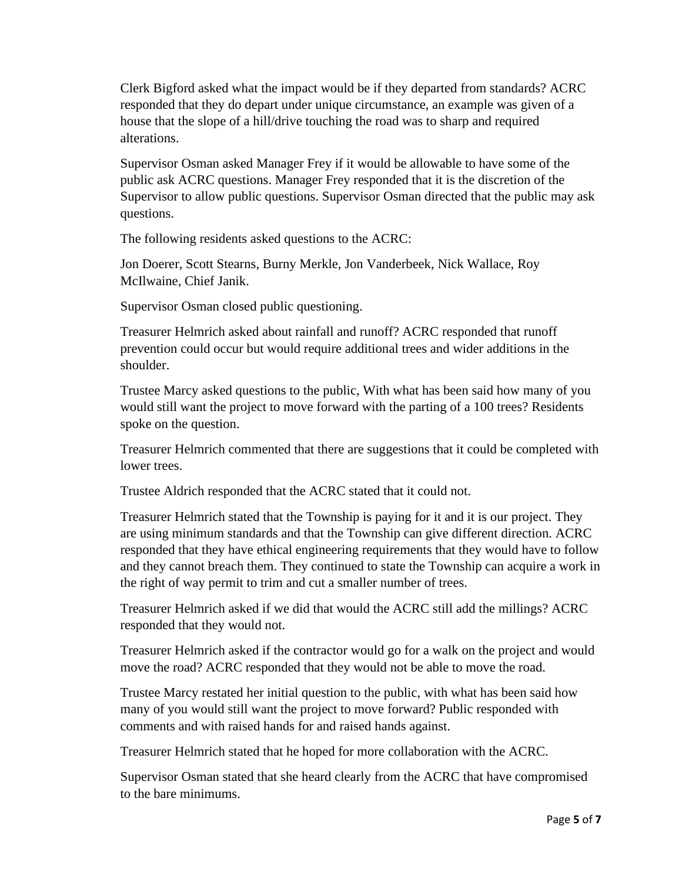Clerk Bigford asked what the impact would be if they departed from standards? ACRC responded that they do depart under unique circumstance, an example was given of a house that the slope of a hill/drive touching the road was to sharp and required alterations.

Supervisor Osman asked Manager Frey if it would be allowable to have some of the public ask ACRC questions. Manager Frey responded that it is the discretion of the Supervisor to allow public questions. Supervisor Osman directed that the public may ask questions.

The following residents asked questions to the ACRC:

Jon Doerer, Scott Stearns, Burny Merkle, Jon Vanderbeek, Nick Wallace, Roy McIlwaine, Chief Janik.

Supervisor Osman closed public questioning.

Treasurer Helmrich asked about rainfall and runoff? ACRC responded that runoff prevention could occur but would require additional trees and wider additions in the shoulder.

Trustee Marcy asked questions to the public, With what has been said how many of you would still want the project to move forward with the parting of a 100 trees? Residents spoke on the question.

Treasurer Helmrich commented that there are suggestions that it could be completed with lower trees.

Trustee Aldrich responded that the ACRC stated that it could not.

Treasurer Helmrich stated that the Township is paying for it and it is our project. They are using minimum standards and that the Township can give different direction. ACRC responded that they have ethical engineering requirements that they would have to follow and they cannot breach them. They continued to state the Township can acquire a work in the right of way permit to trim and cut a smaller number of trees.

Treasurer Helmrich asked if we did that would the ACRC still add the millings? ACRC responded that they would not.

Treasurer Helmrich asked if the contractor would go for a walk on the project and would move the road? ACRC responded that they would not be able to move the road.

Trustee Marcy restated her initial question to the public, with what has been said how many of you would still want the project to move forward? Public responded with comments and with raised hands for and raised hands against.

Treasurer Helmrich stated that he hoped for more collaboration with the ACRC.

Supervisor Osman stated that she heard clearly from the ACRC that have compromised to the bare minimums.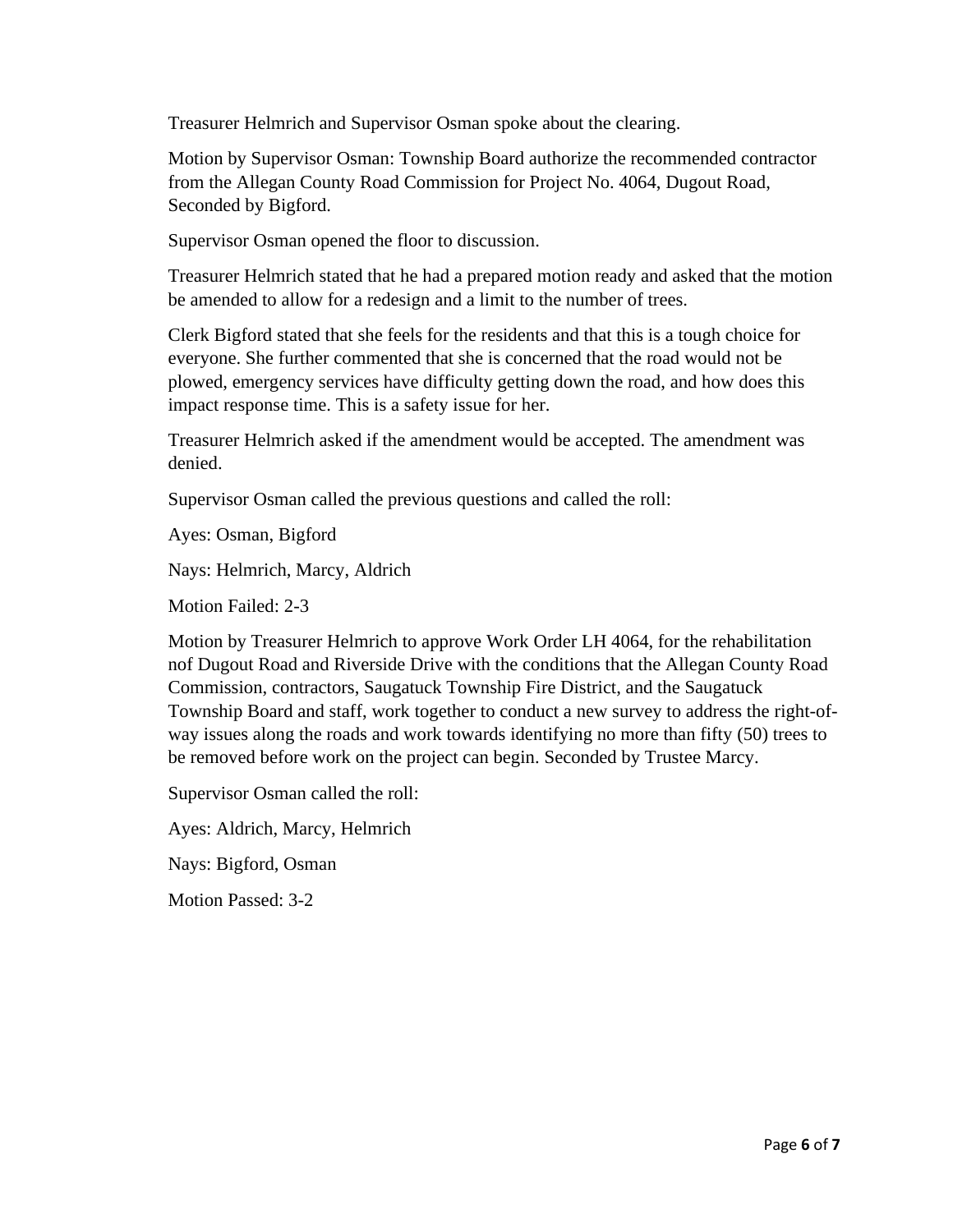Treasurer Helmrich and Supervisor Osman spoke about the clearing.

Motion by Supervisor Osman: Township Board authorize the recommended contractor from the Allegan County Road Commission for Project No. 4064, Dugout Road, Seconded by Bigford.

Supervisor Osman opened the floor to discussion.

Treasurer Helmrich stated that he had a prepared motion ready and asked that the motion be amended to allow for a redesign and a limit to the number of trees.

Clerk Bigford stated that she feels for the residents and that this is a tough choice for everyone. She further commented that she is concerned that the road would not be plowed, emergency services have difficulty getting down the road, and how does this impact response time. This is a safety issue for her.

Treasurer Helmrich asked if the amendment would be accepted. The amendment was denied.

Supervisor Osman called the previous questions and called the roll:

Ayes: Osman, Bigford

Nays: Helmrich, Marcy, Aldrich

Motion Failed: 2-3

Motion by Treasurer Helmrich to approve Work Order LH 4064, for the rehabilitation nof Dugout Road and Riverside Drive with the conditions that the Allegan County Road Commission, contractors, Saugatuck Township Fire District, and the Saugatuck Township Board and staff, work together to conduct a new survey to address the right-of-way issues along the roads and work towards identifying no more than fifty (50) trees to be removed before work on the project can begin. Seconded by Trustee Marcy.

Supervisor Osman called the roll:

Ayes: Aldrich, Marcy, Helmrich

Nays: Bigford, Osman

Motion Passed: 3-2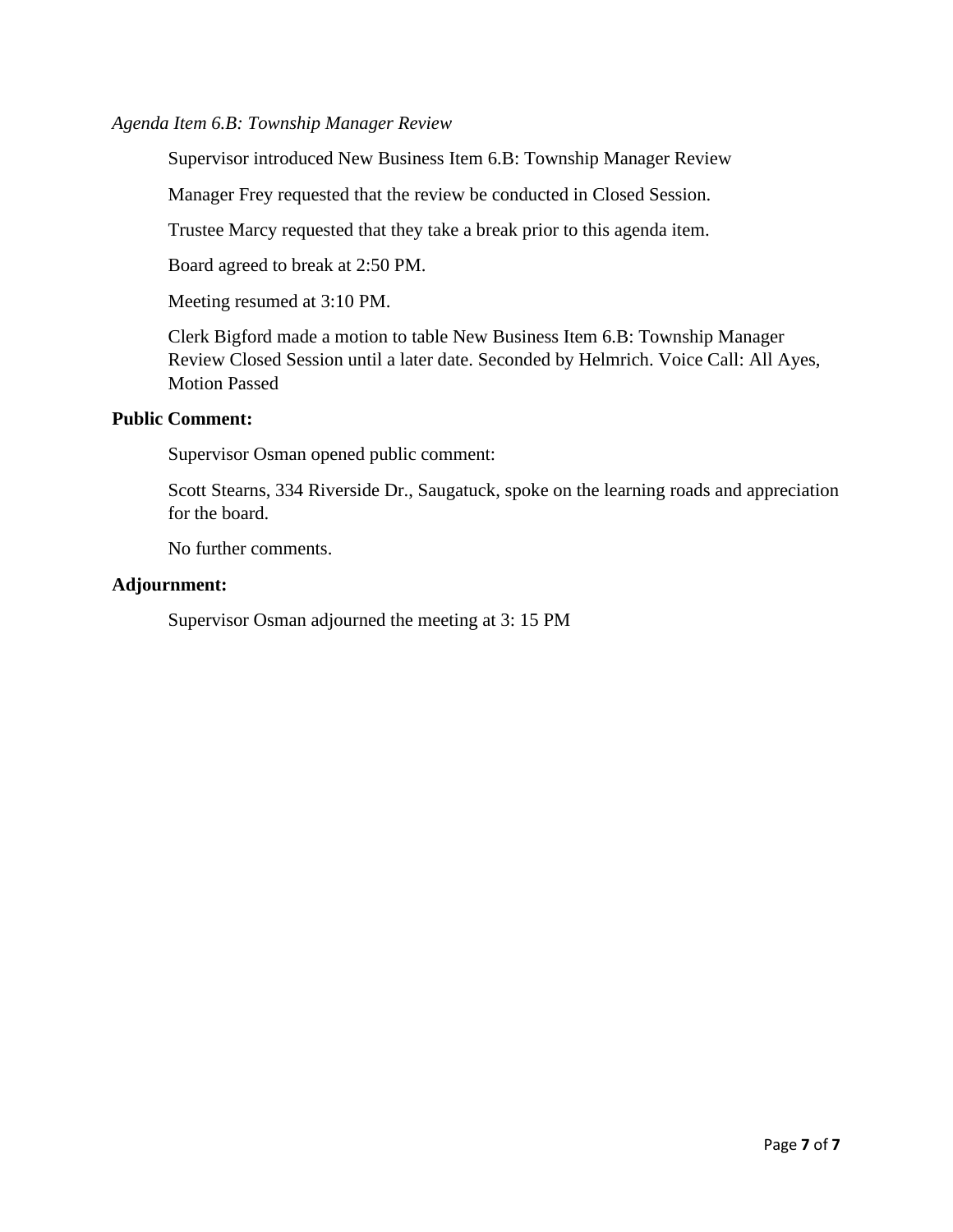*Agenda Item 6.B: Township Manager Review*

Supervisor introduced New Business Item 6.B: Township Manager Review

Manager Frey requested that the review be conducted in Closed Session.

Trustee Marcy requested that they take a break prior to this agenda item.

Board agreed to break at 2:50 PM.

Meeting resumed at 3:10 PM.

Clerk Bigford made a motion to table New Business Item 6.B: Township Manager Review Closed Session until a later date. Seconded by Helmrich. Voice Call: All Ayes, Motion Passed

**Public Comment:**

Supervisor Osman opened public comment:

Scott Stearns, 334 Riverside Dr., Saugatuck, spoke on the learning roads and appreciation for the board.

No further comments.

**Adjournment:**

Supervisor Osman adjourned the meeting at 3: 15 PM